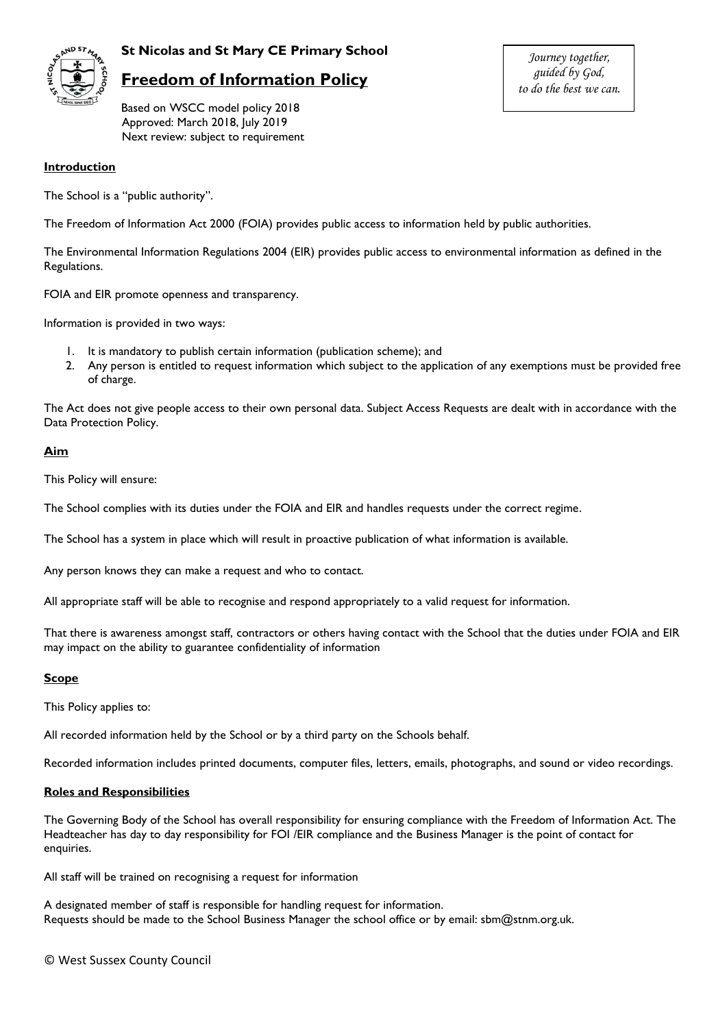**St Nicolas and St Mary CE Primary School**

# Freedom of Information Policy

Based on WSCC model policy 2018
Approved: March 2018, July 2019
Next review: subject to requirement

*Journey together,*
*guided by God,*
*to do the best we can.*

## Introduction

The School is a "public authority".

The Freedom of Information Act 2000 (FOIA) provides public access to information held by public authorities.

The Environmental Information Regulations 2004 (EIR) provides public access to environmental information as defined in the Regulations.

FOIA and EIR promote openness and transparency.

Information is provided in two ways:

1. It is mandatory to publish certain information (publication scheme); and
2. Any person is entitled to request information which subject to the application of any exemptions must be provided free of charge.

The Act does not give people access to their own personal data. Subject Access Requests are dealt with in accordance with the Data Protection Policy.

## Aim

This Policy will ensure:

The School complies with its duties under the FOIA and EIR and handles requests under the correct regime.

The School has a system in place which will result in proactive publication of what information is available.

Any person knows they can make a request and who to contact.

All appropriate staff will be able to recognise and respond appropriately to a valid request for information.

That there is awareness amongst staff, contractors or others having contact with the School that the duties under FOIA and EIR may impact on the ability to guarantee confidentiality of information

## Scope

This Policy applies to:

All recorded information held by the School or by a third party on the Schools behalf.

Recorded information includes printed documents, computer files, letters, emails, photographs, and sound or video recordings.

## Roles and Responsibilities

The Governing Body of the School has overall responsibility for ensuring compliance with the Freedom of Information Act. The Headteacher has day to day responsibility for FOI /EIR compliance and the Business Manager is the point of contact for enquiries.

All staff will be trained on recognising a request for information

A designated member of staff is responsible for handling request for information.
Requests should be made to the School Business Manager the school office or by email: sbm@stnm.org.uk.

© West Sussex County Council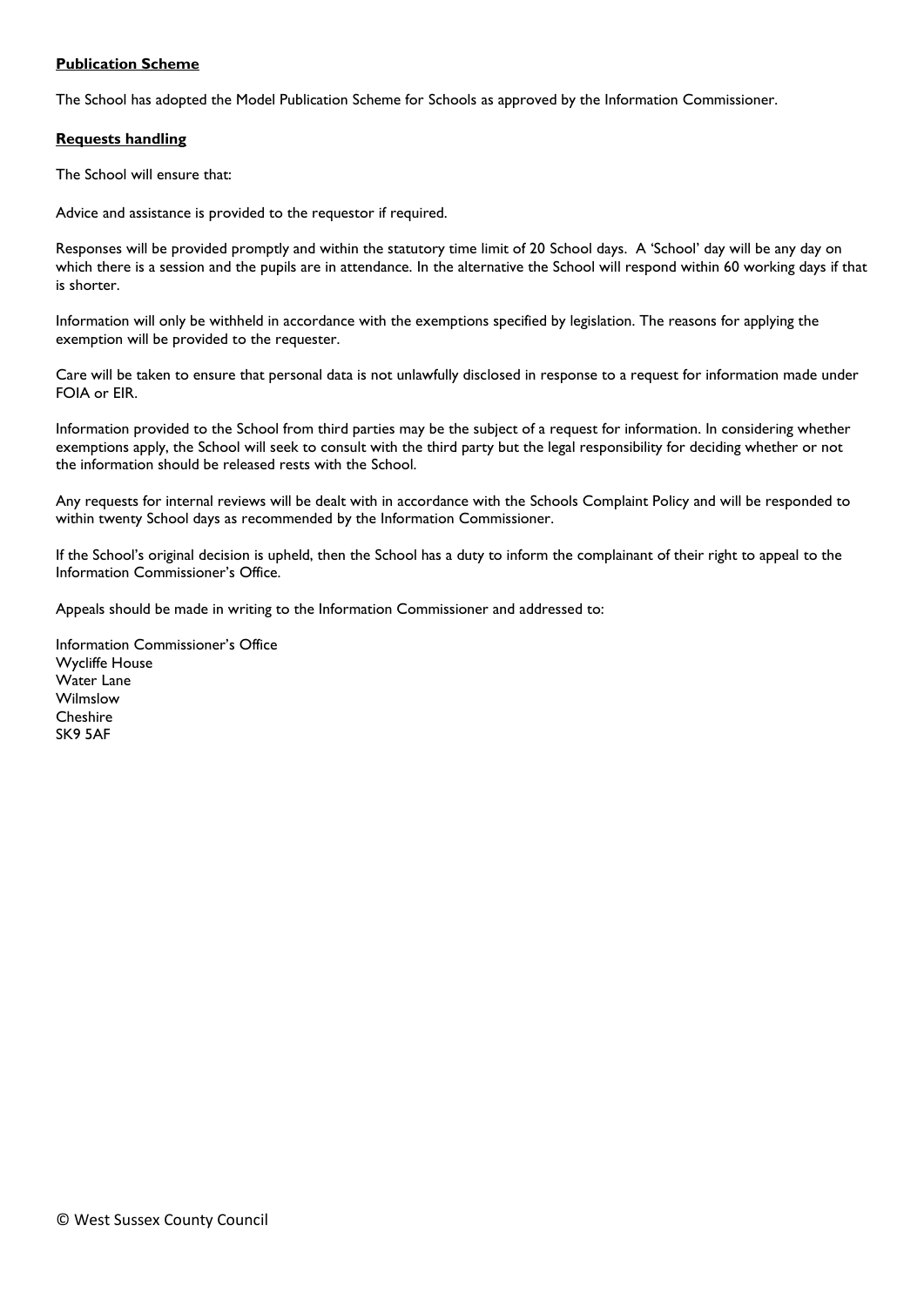**Publication Scheme**

The School has adopted the Model Publication Scheme for Schools as approved by the Information Commissioner.

**Requests handling**

The School will ensure that:

Advice and assistance is provided to the requestor if required.

Responses will be provided promptly and within the statutory time limit of 20 School days. A 'School' day will be any day on which there is a session and the pupils are in attendance. In the alternative the School will respond within 60 working days if that is shorter.

Information will only be withheld in accordance with the exemptions specified by legislation. The reasons for applying the exemption will be provided to the requester.

Care will be taken to ensure that personal data is not unlawfully disclosed in response to a request for information made under FOIA or EIR.

Information provided to the School from third parties may be the subject of a request for information. In considering whether exemptions apply, the School will seek to consult with the third party but the legal responsibility for deciding whether or not the information should be released rests with the School.

Any requests for internal reviews will be dealt with in accordance with the Schools Complaint Policy and will be responded to within twenty School days as recommended by the Information Commissioner.

If the School's original decision is upheld, then the School has a duty to inform the complainant of their right to appeal to the Information Commissioner's Office.

Appeals should be made in writing to the Information Commissioner and addressed to:

Information Commissioner's Office
Wycliffe House
Water Lane
Wilmslow
Cheshire
SK9 5AF

© West Sussex County Council